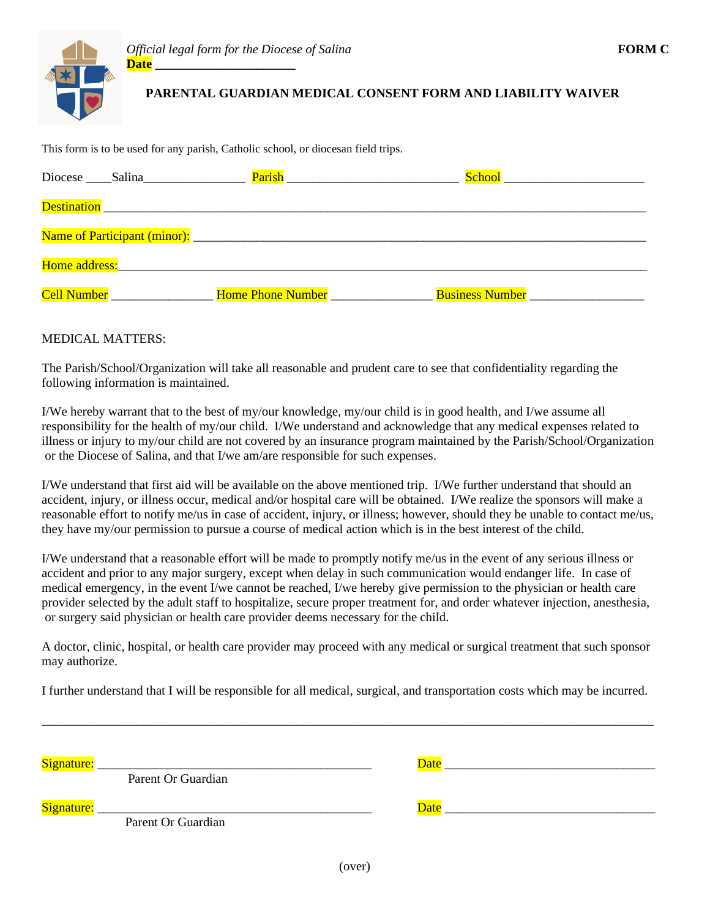*Official legal form for the Diocese of Salina*

**FORM C**

**Date ______________________**

**PARENTAL GUARDIAN MEDICAL CONSENT FORM AND LIABILITY WAIVER**

This form is to be used for any parish, Catholic school, or diocesan field trips.

Diocese ____Salina________________ Parish ___________________________ School ______________________

Destination ______________________________________________________________________________________

Name of Participant (minor): ______________________________________________________________________

Home address:____________________________________________________________________________________

Cell Number ________________ Home Phone Number ________________ Business Number __________________

MEDICAL MATTERS:

The Parish/School/Organization will take all reasonable and prudent care to see that confidentiality regarding the following information is maintained.

I/We hereby warrant that to the best of my/our knowledge, my/our child is in good health, and I/we assume all responsibility for the health of my/our child. I/We understand and acknowledge that any medical expenses related to illness or injury to my/our child are not covered by an insurance program maintained by the Parish/School/Organization or the Diocese of Salina, and that I/we am/are responsible for such expenses.

I/We understand that first aid will be available on the above mentioned trip. I/We further understand that should an accident, injury, or illness occur, medical and/or hospital care will be obtained. I/We realize the sponsors will make a reasonable effort to notify me/us in case of accident, injury, or illness; however, should they be unable to contact me/us, they have my/our permission to pursue a course of medical action which is in the best interest of the child.

I/We understand that a reasonable effort will be made to promptly notify me/us in the event of any serious illness or accident and prior to any major surgery, except when delay in such communication would endanger life. In case of medical emergency, in the event I/we cannot be reached, I/we hereby give permission to the physician or health care provider selected by the adult staff to hospitalize, secure proper treatment for, and order whatever injection, anesthesia, or surgery said physician or health care provider deems necessary for the child.

A doctor, clinic, hospital, or health care provider may proceed with any medical or surgical treatment that such sponsor may authorize.

I further understand that I will be responsible for all medical, surgical, and transportation costs which may be incurred.

---

Signature: _____________________________________________ Date _________________________________
Parent Or Guardian

Signature: _____________________________________________ Date _________________________________
Parent Or Guardian

(over)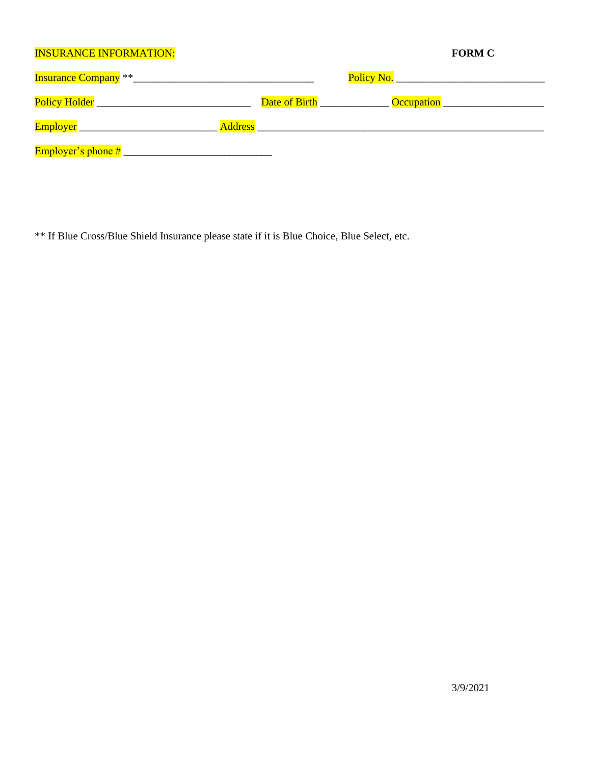INSURANCE INFORMATION: **FORM C**

Insurance Company **_________________________________ Policy No. ___________________________

Policy Holder ____________________________ Date of Birth _____________ Occupation __________________

Employer _________________________ Address _____________________________________________________

Employer's phone # ___________________________

** If Blue Cross/Blue Shield Insurance please state if it is Blue Choice, Blue Select, etc.

3/9/2021